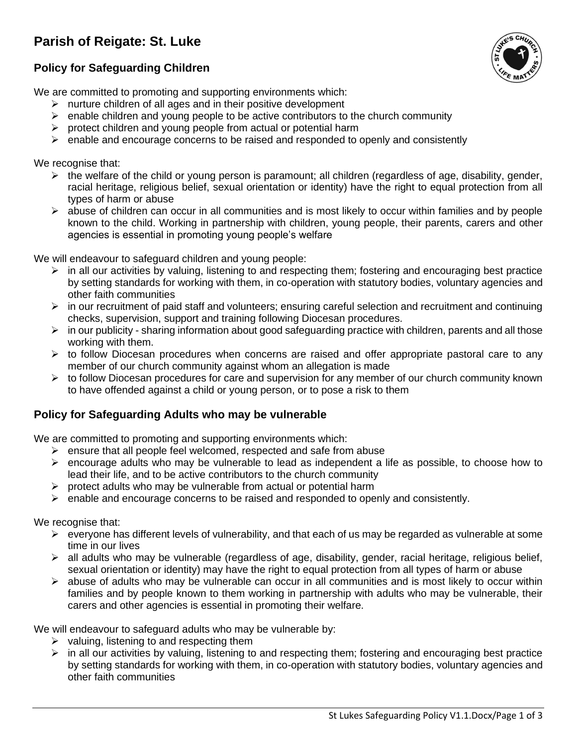# Parish of Reigate: St. Luke

## Policy for Safeguarding Children

We are committed to promoting and supporting environments which:

- nurture children of all ages and in their positive development
- enable children and young people to be active contributors to the church community
- protect children and young people from actual or potential harm
- enable and encourage concerns to be raised and responded to openly and consistently

We recognise that:

- the welfare of the child or young person is paramount; all children (regardless of age, disability, gender, racial heritage, religious belief, sexual orientation or identity) have the right to equal protection from all types of harm or abuse
- abuse of children can occur in all communities and is most likely to occur within families and by people known to the child. Working in partnership with children, young people, their parents, carers and other agencies is essential in promoting young people's welfare

We will endeavour to safeguard children and young people:

- in all our activities by valuing, listening to and respecting them; fostering and encouraging best practice by setting standards for working with them, in co-operation with statutory bodies, voluntary agencies and other faith communities
- in our recruitment of paid staff and volunteers; ensuring careful selection and recruitment and continuing checks, supervision, support and training following Diocesan procedures.
- in our publicity - sharing information about good safeguarding practice with children, parents and all those working with them.
- to follow Diocesan procedures when concerns are raised and offer appropriate pastoral care to any member of our church community against whom an allegation is made
- to follow Diocesan procedures for care and supervision for any member of our church community known to have offended against a child or young person, or to pose a risk to them

## Policy for Safeguarding Adults who may be vulnerable

We are committed to promoting and supporting environments which:

- ensure that all people feel welcomed, respected and safe from abuse
- encourage adults who may be vulnerable to lead as independent a life as possible, to choose how to lead their life, and to be active contributors to the church community
- protect adults who may be vulnerable from actual or potential harm
- enable and encourage concerns to be raised and responded to openly and consistently.

We recognise that:

- everyone has different levels of vulnerability, and that each of us may be regarded as vulnerable at some time in our lives
- all adults who may be vulnerable (regardless of age, disability, gender, racial heritage, religious belief, sexual orientation or identity) may have the right to equal protection from all types of harm or abuse
- abuse of adults who may be vulnerable can occur in all communities and is most likely to occur within families and by people known to them working in partnership with adults who may be vulnerable, their carers and other agencies is essential in promoting their welfare.

We will endeavour to safeguard adults who may be vulnerable by:

- valuing, listening to and respecting them
- in all our activities by valuing, listening to and respecting them; fostering and encouraging best practice by setting standards for working with them, in co-operation with statutory bodies, voluntary agencies and other faith communities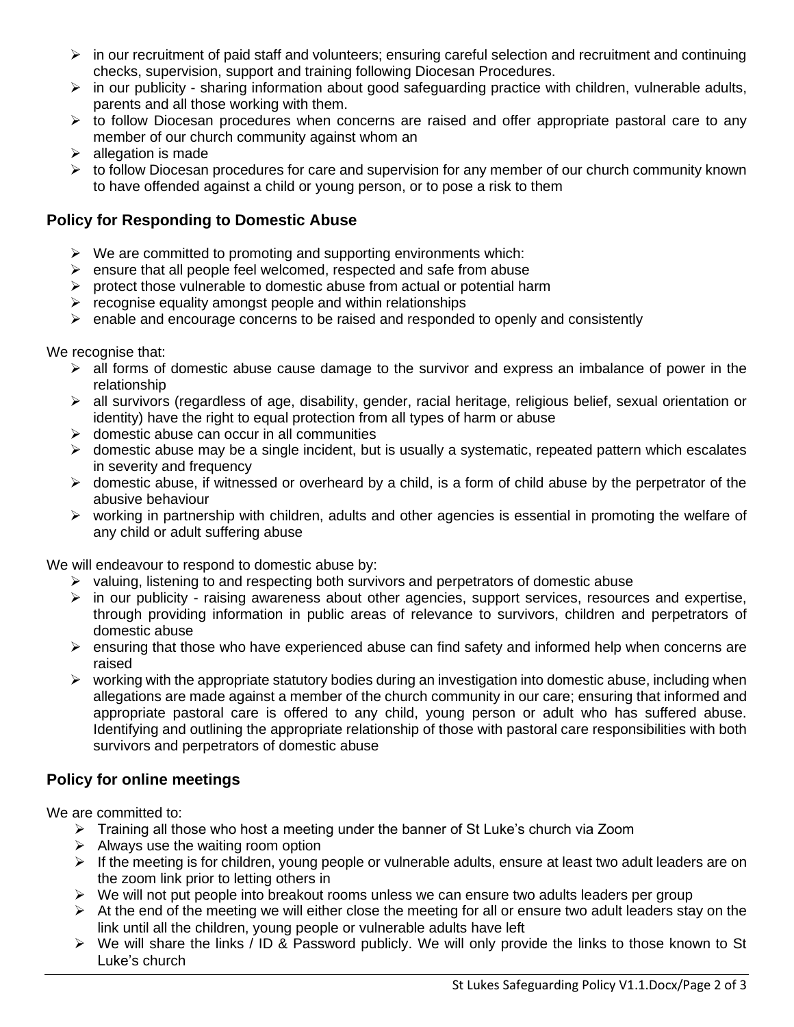- in our recruitment of paid staff and volunteers; ensuring careful selection and recruitment and continuing checks, supervision, support and training following Diocesan Procedures.
- in our publicity - sharing information about good safeguarding practice with children, vulnerable adults, parents and all those working with them.
- to follow Diocesan procedures when concerns are raised and offer appropriate pastoral care to any member of our church community against whom an
- allegation is made
- to follow Diocesan procedures for care and supervision for any member of our church community known to have offended against a child or young person, or to pose a risk to them

## Policy for Responding to Domestic Abuse

- We are committed to promoting and supporting environments which:
- ensure that all people feel welcomed, respected and safe from abuse
- protect those vulnerable to domestic abuse from actual or potential harm
- recognise equality amongst people and within relationships
- enable and encourage concerns to be raised and responded to openly and consistently

We recognise that:

- all forms of domestic abuse cause damage to the survivor and express an imbalance of power in the relationship
- all survivors (regardless of age, disability, gender, racial heritage, religious belief, sexual orientation or identity) have the right to equal protection from all types of harm or abuse
- domestic abuse can occur in all communities
- domestic abuse may be a single incident, but is usually a systematic, repeated pattern which escalates in severity and frequency
- domestic abuse, if witnessed or overheard by a child, is a form of child abuse by the perpetrator of the abusive behaviour
- working in partnership with children, adults and other agencies is essential in promoting the welfare of any child or adult suffering abuse

We will endeavour to respond to domestic abuse by:

- valuing, listening to and respecting both survivors and perpetrators of domestic abuse
- in our publicity - raising awareness about other agencies, support services, resources and expertise, through providing information in public areas of relevance to survivors, children and perpetrators of domestic abuse
- ensuring that those who have experienced abuse can find safety and informed help when concerns are raised
- working with the appropriate statutory bodies during an investigation into domestic abuse, including when allegations are made against a member of the church community in our care; ensuring that informed and appropriate pastoral care is offered to any child, young person or adult who has suffered abuse. Identifying and outlining the appropriate relationship of those with pastoral care responsibilities with both survivors and perpetrators of domestic abuse

## Policy for online meetings

We are committed to:

- Training all those who host a meeting under the banner of St Luke's church via Zoom
- Always use the waiting room option
- If the meeting is for children, young people or vulnerable adults, ensure at least two adult leaders are on the zoom link prior to letting others in
- We will not put people into breakout rooms unless we can ensure two adults leaders per group
- At the end of the meeting we will either close the meeting for all or ensure two adult leaders stay on the link until all the children, young people or vulnerable adults have left
- We will share the links / ID & Password publicly. We will only provide the links to those known to St Luke's church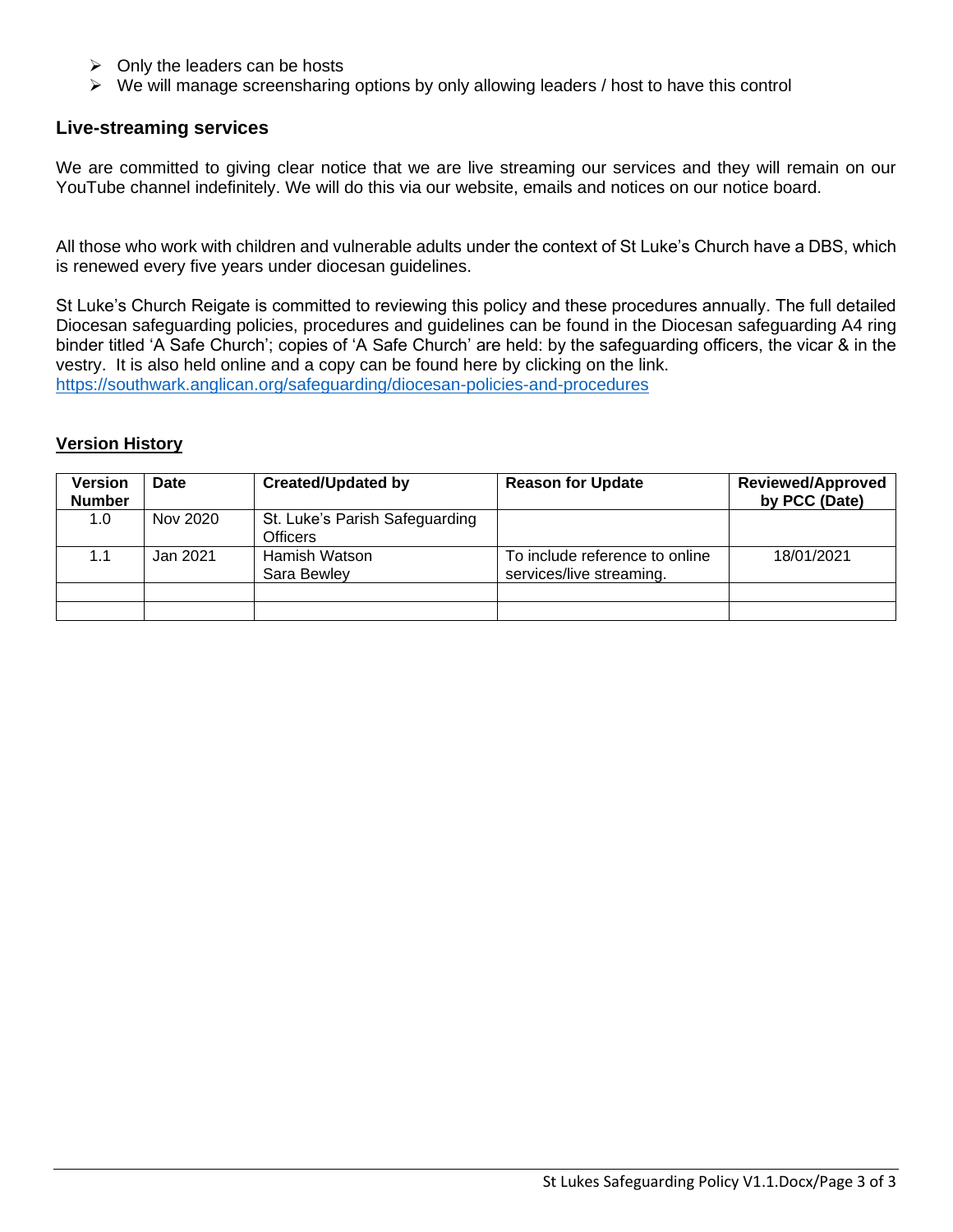- Only the leaders can be hosts
- We will manage screensharing options by only allowing leaders / host to have this control

### Live-streaming services

We are committed to giving clear notice that we are live streaming our services and they will remain on our YouTube channel indefinitely. We will do this via our website, emails and notices on our notice board.

All those who work with children and vulnerable adults under the context of St Luke's Church have a DBS, which is renewed every five years under diocesan guidelines.

St Luke's Church Reigate is committed to reviewing this policy and these procedures annually. The full detailed Diocesan safeguarding policies, procedures and guidelines can be found in the Diocesan safeguarding A4 ring binder titled 'A Safe Church'; copies of 'A Safe Church' are held: by the safeguarding officers, the vicar & in the vestry. It is also held online and a copy can be found here by clicking on the link.
https://southwark.anglican.org/safeguarding/diocesan-policies-and-procedures

### Version History

| Version Number | Date | Created/Updated by | Reason for Update | Reviewed/Approved by PCC (Date) |
|---|---|---|---|---|
| 1.0 | Nov 2020 | St. Luke's Parish Safeguarding Officers | | |
| 1.1 | Jan 2021 | Hamish Watson<br>Sara Bewley | To include reference to online services/live streaming. | 18/01/2021 |
| | | | | |
| | | | | |